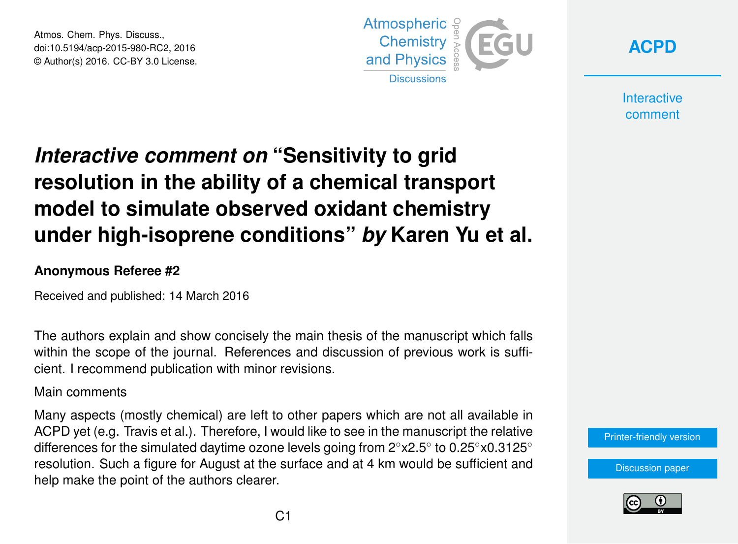# *Interactive comment on* "Sensitivity to grid resolution in the ability of a chemical transport model to simulate observed oxidant chemistry under high-isoprene conditions" *by* Karen Yu et al.

**Anonymous Referee #2**

Received and published: 14 March 2016

The authors explain and show concisely the main thesis of the manuscript which falls within the scope of the journal. References and discussion of previous work is sufficient. I recommend publication with minor revisions.

Main comments

Many aspects (mostly chemical) are left to other papers which are not all available in ACPD yet (e.g. Travis et al.). Therefore, I would like to see in the manuscript the relative differences for the simulated daytime ozone levels going from 2°x2.5° to 0.25°x0.3125° resolution. Such a figure for August at the surface and at 4 km would be sufficient and help make the point of the authors clearer.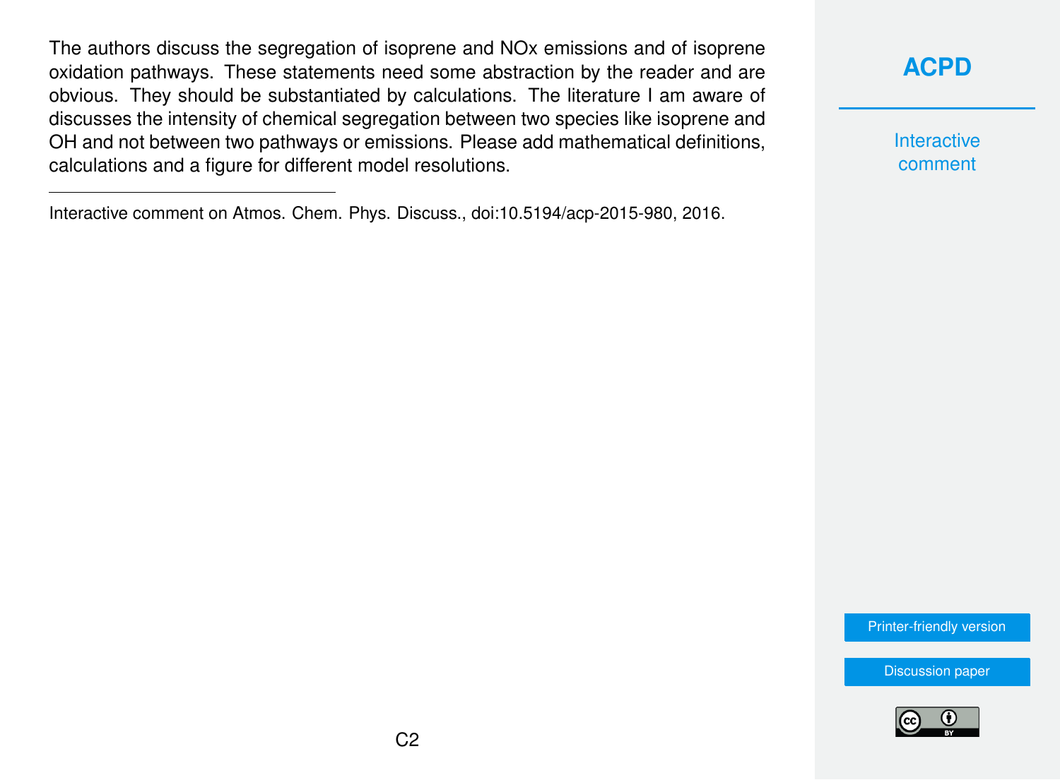The authors discuss the segregation of isoprene and NOx emissions and of isoprene oxidation pathways. These statements need some abstraction by the reader and are obvious. They should be substantiated by calculations. The literature I am aware of discusses the intensity of chemical segregation between two species like isoprene and OH and not between two pathways or emissions. Please add mathematical definitions, calculations and a figure for different model resolutions.

---

Interactive comment on Atmos. Chem. Phys. Discuss., doi:10.5194/acp-2015-980, 2016.